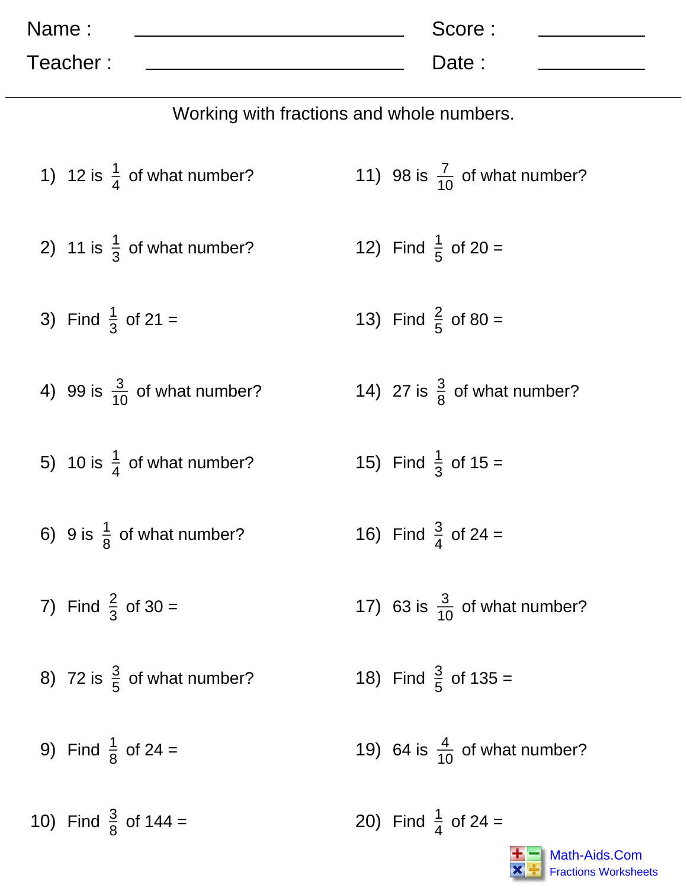Name : ______________________ Score : __________

Teacher : ______________________ Date : __________

Working with fractions and whole numbers.

1) 12 is $\frac{1}{4}$ of what number?

2) 11 is $\frac{1}{3}$ of what number?

3) Find $\frac{1}{3}$ of 21 =

4) 99 is $\frac{3}{10}$ of what number?

5) 10 is $\frac{1}{4}$ of what number?

6) 9 is $\frac{1}{8}$ of what number?

7) Find $\frac{2}{3}$ of 30 =

8) 72 is $\frac{3}{5}$ of what number?

9) Find $\frac{1}{8}$ of 24 =

10) Find $\frac{3}{8}$ of 144 =

11) 98 is $\frac{7}{10}$ of what number?

12) Find $\frac{1}{5}$ of 20 =

13) Find $\frac{2}{5}$ of 80 =

14) 27 is $\frac{3}{8}$ of what number?

15) Find $\frac{1}{3}$ of 15 =

16) Find $\frac{3}{4}$ of 24 =

17) 63 is $\frac{3}{10}$ of what number?

18) Find $\frac{3}{5}$ of 135 =

19) 64 is $\frac{4}{10}$ of what number?

20) Find $\frac{1}{4}$ of 24 =

Math-Aids.Com
Fractions Worksheets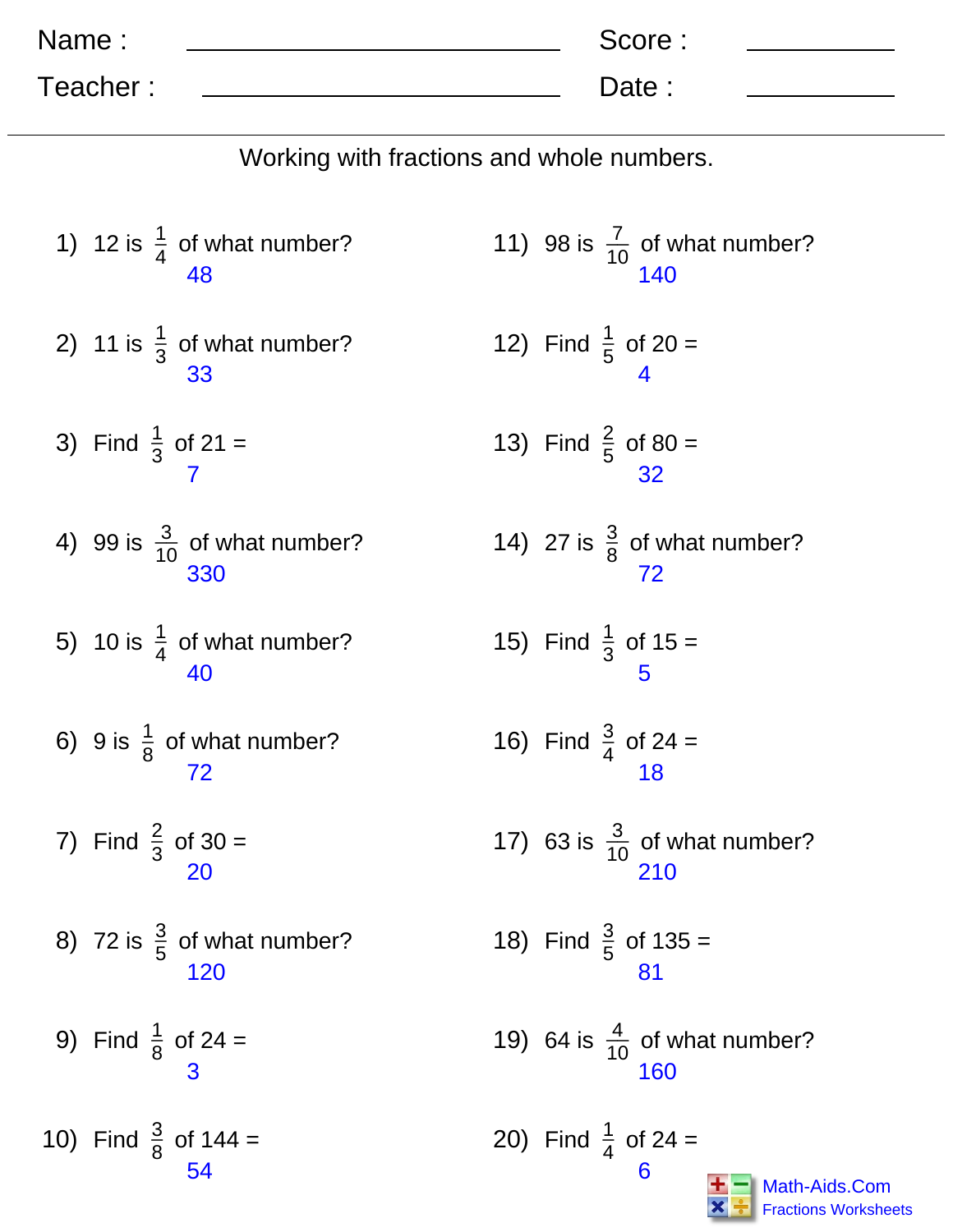Name : ____________________ Score : __________

Teacher : ____________________ Date : __________

Working with fractions and whole numbers.

1) 12 is $\frac{1}{4}$ of what number?
48

2) 11 is $\frac{1}{3}$ of what number?
33

3) Find $\frac{1}{3}$ of 21 =
7

4) 99 is $\frac{3}{10}$ of what number?
330

5) 10 is $\frac{1}{4}$ of what number?
40

6) 9 is $\frac{1}{8}$ of what number?
72

7) Find $\frac{2}{3}$ of 30 =
20

8) 72 is $\frac{3}{5}$ of what number?
120

9) Find $\frac{1}{8}$ of 24 =
3

10) Find $\frac{3}{8}$ of 144 =
54

11) 98 is $\frac{7}{10}$ of what number?
140

12) Find $\frac{1}{5}$ of 20 =
4

13) Find $\frac{2}{5}$ of 80 =
32

14) 27 is $\frac{3}{8}$ of what number?
72

15) Find $\frac{1}{3}$ of 15 =
5

16) Find $\frac{3}{4}$ of 24 =
18

17) 63 is $\frac{3}{10}$ of what number?
210

18) Find $\frac{3}{5}$ of 135 =
81

19) 64 is $\frac{4}{10}$ of what number?
160

20) Find $\frac{1}{4}$ of 24 =
6

Math-Aids.Com
Fractions Worksheets